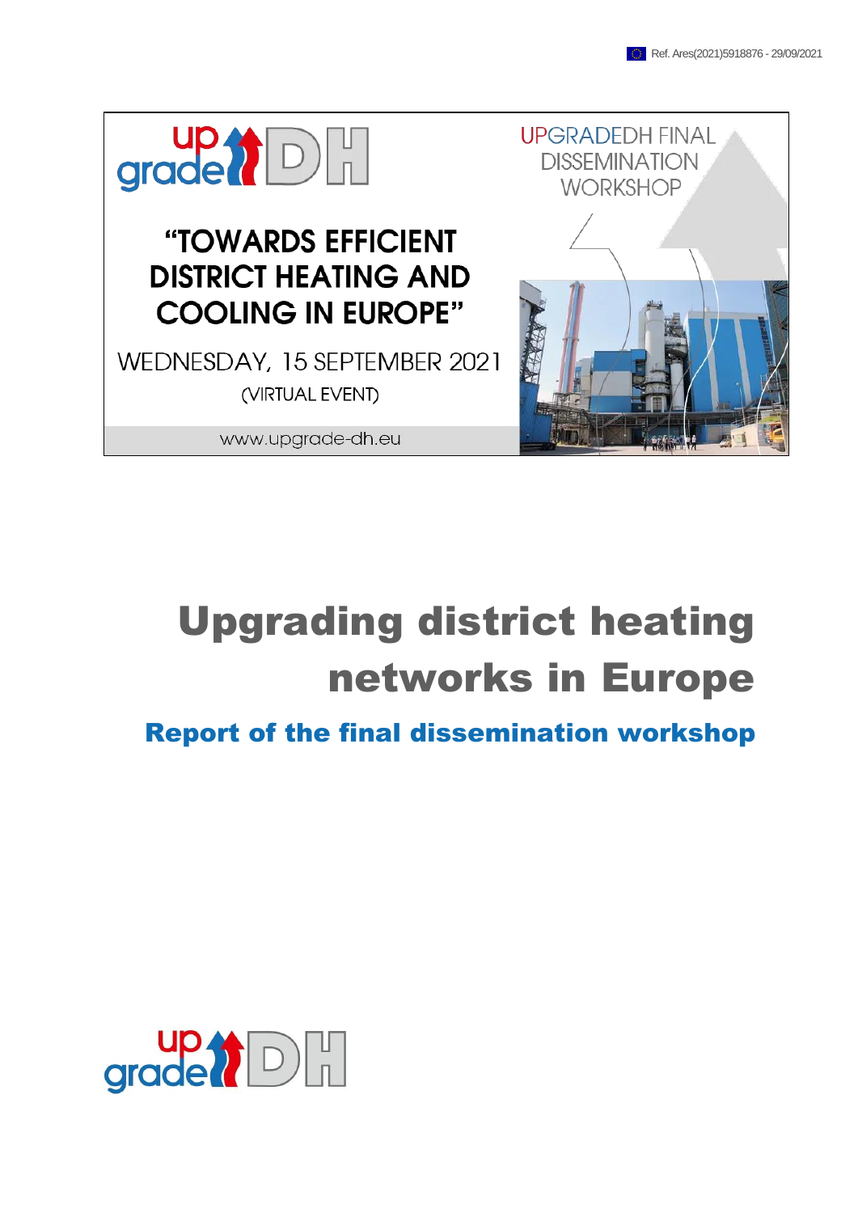Ref. Ares(2021)5918876 - 29/09/2021

upgrade DH

UPGRADEDH FINAL DISSEMINATION WORKSHOP

"TOWARDS EFFICIENT DISTRICT HEATING AND COOLING IN EUROPE"

WEDNESDAY, 15 SEPTEMBER 2021

(VIRTUAL EVENT)

www.upgrade-dh.eu

# Upgrading district heating networks in Europe

## Report of the final dissemination workshop

upgrade DH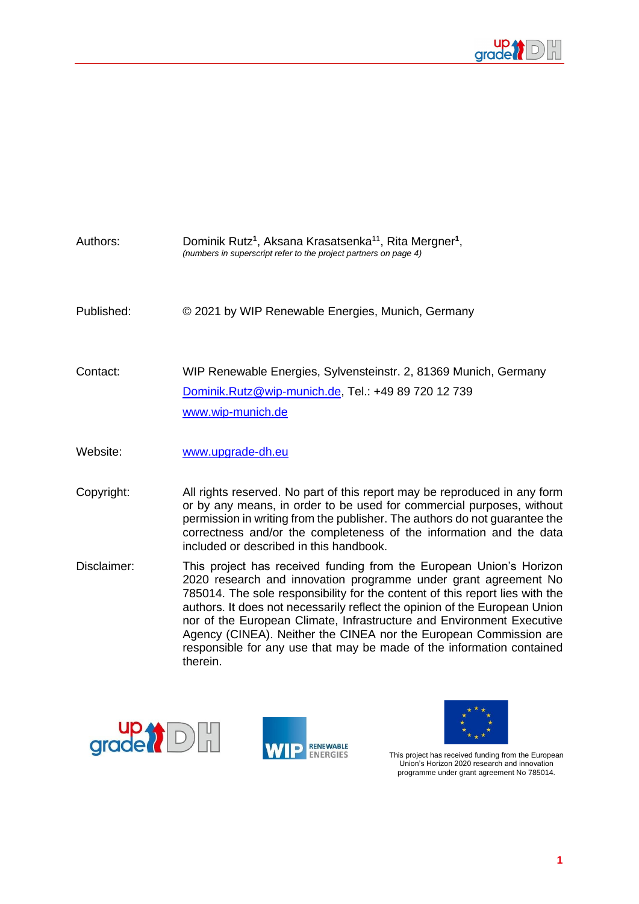Authors: Dominik Rutz[1], Aksana Krasatsenka[11], Rita Mergner[1],
*(numbers in superscript refer to the project partners on page 4)*

Published: © 2021 by WIP Renewable Energies, Munich, Germany

Contact: WIP Renewable Energies, Sylvensteinstr. 2, 81369 Munich, Germany
Dominik.Rutz@wip-munich.de, Tel.: +49 89 720 12 739
www.wip-munich.de

Website: www.upgrade-dh.eu

Copyright: All rights reserved. No part of this report may be reproduced in any form or by any means, in order to be used for commercial purposes, without permission in writing from the publisher. The authors do not guarantee the correctness and/or the completeness of the information and the data included or described in this handbook.

Disclaimer: This project has received funding from the European Union's Horizon 2020 research and innovation programme under grant agreement No 785014. The sole responsibility for the content of this report lies with the authors. It does not necessarily reflect the opinion of the European Union nor of the European Climate, Infrastructure and Environment Executive Agency (CINEA). Neither the CINEA nor the European Commission are responsible for any use that may be made of the information contained therein.

This project has received funding from the European Union's Horizon 2020 research and innovation programme under grant agreement No 785014.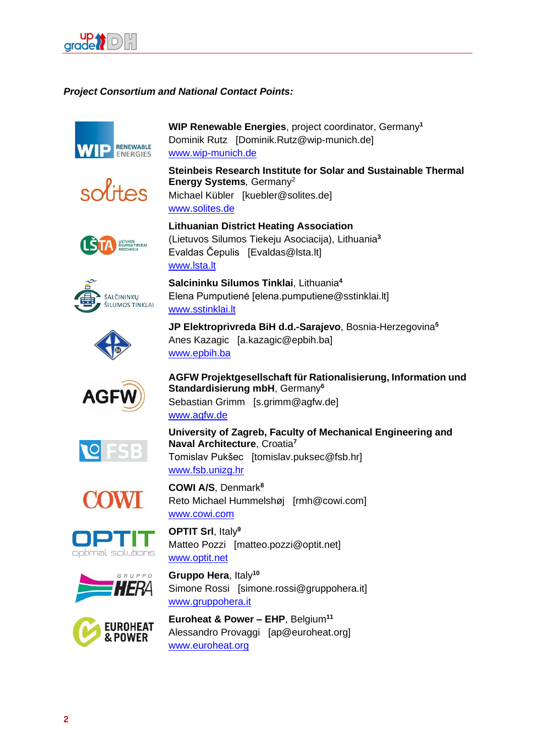***Project Consortium and National Contact Points:***

**WIP Renewable Energies**, project coordinator, Germany[1]
Dominik Rutz [Dominik.Rutz@wip-munich.de]
www.wip-munich.de

**Steinbeis Research Institute for Solar and Sustainable Thermal Energy Systems**, Germany[2]
Michael Kübler [kuebler@solites.de]
www.solites.de

**Lithuanian District Heating Association**
(Lietuvos Silumos Tiekeju Asociacija), Lithuania[3]
Evaldas Čepulis [Evaldas@lsta.lt]
www.lsta.lt

**Salcininku Silumos Tinklai**, Lithuania[4]
Elena Pumputienė [elena.pumputiene@sstinklai.lt]
www.sstinklai.lt

**JP Elektroprivreda BiH d.d.-Sarajevo**, Bosnia-Herzegovina[5]
Anes Kazagic [a.kazagic@epbih.ba]
www.epbih.ba

**AGFW Projektgesellschaft für Rationalisierung, Information und Standardisierung mbH**, Germany[6]
Sebastian Grimm [s.grimm@agfw.de]
www.agfw.de

**University of Zagreb, Faculty of Mechanical Engineering and Naval Architecture**, Croatia[7]
Tomislav Pukšec [tomislav.puksec@fsb.hr]
www.fsb.unizg.hr

**COWI A/S**, Denmark[8]
Reto Michael Hummelshøj [rmh@cowi.com]
www.cowi.com

**OPTIT Srl**, Italy[9]
Matteo Pozzi [matteo.pozzi@optit.net]
www.optit.net

**Gruppo Hera**, Italy[10]
Simone Rossi [simone.rossi@gruppohera.it]
www.gruppohera.it

**Euroheat & Power – EHP**, Belgium[11]
Alessandro Provaggi [ap@euroheat.org]
www.euroheat.org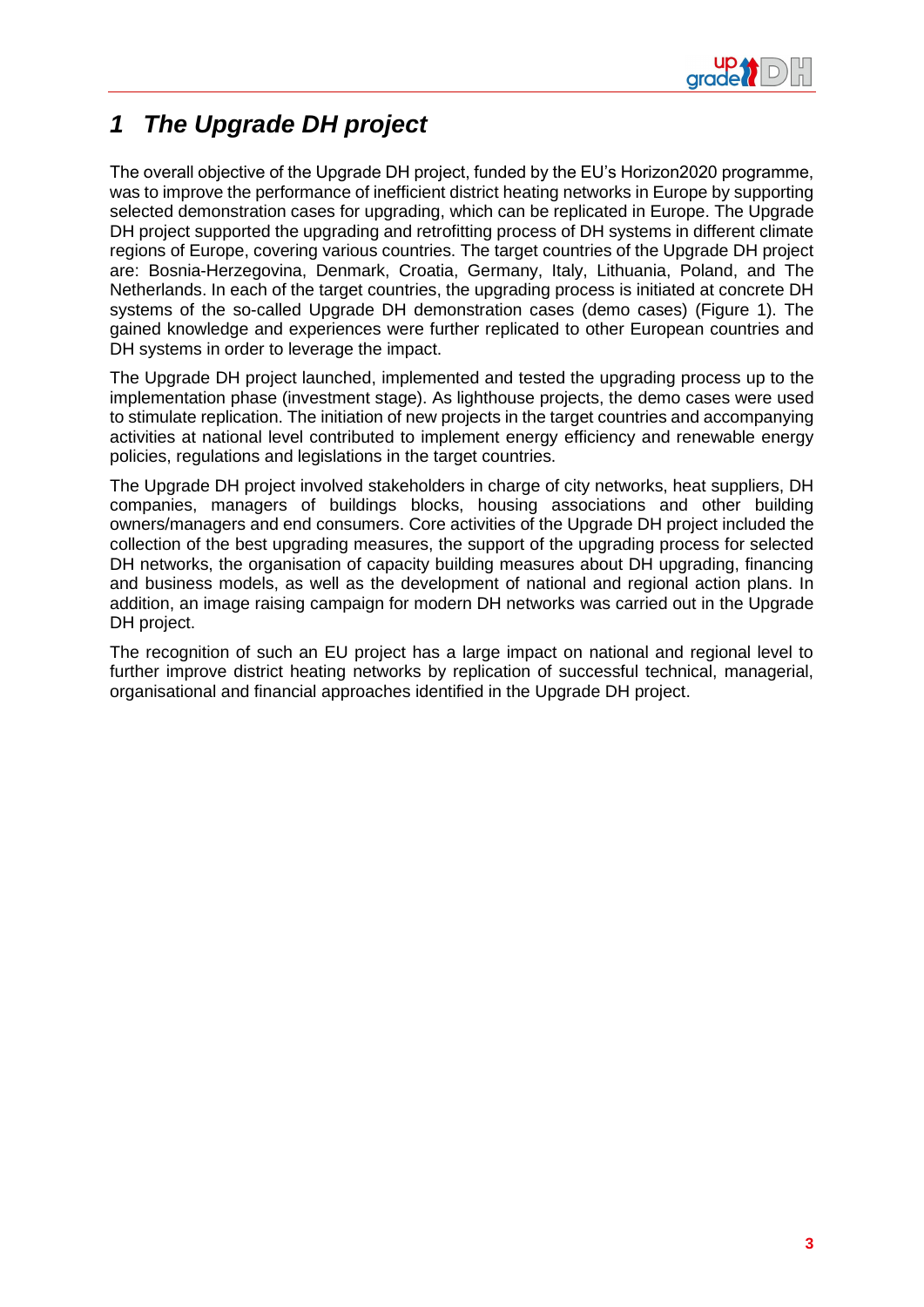# *1 The Upgrade DH project*

The overall objective of the Upgrade DH project, funded by the EU's Horizon2020 programme, was to improve the performance of inefficient district heating networks in Europe by supporting selected demonstration cases for upgrading, which can be replicated in Europe. The Upgrade DH project supported the upgrading and retrofitting process of DH systems in different climate regions of Europe, covering various countries. The target countries of the Upgrade DH project are: Bosnia-Herzegovina, Denmark, Croatia, Germany, Italy, Lithuania, Poland, and The Netherlands. In each of the target countries, the upgrading process is initiated at concrete DH systems of the so-called Upgrade DH demonstration cases (demo cases) (Figure 1). The gained knowledge and experiences were further replicated to other European countries and DH systems in order to leverage the impact.

The Upgrade DH project launched, implemented and tested the upgrading process up to the implementation phase (investment stage). As lighthouse projects, the demo cases were used to stimulate replication. The initiation of new projects in the target countries and accompanying activities at national level contributed to implement energy efficiency and renewable energy policies, regulations and legislations in the target countries.

The Upgrade DH project involved stakeholders in charge of city networks, heat suppliers, DH companies, managers of buildings blocks, housing associations and other building owners/managers and end consumers. Core activities of the Upgrade DH project included the collection of the best upgrading measures, the support of the upgrading process for selected DH networks, the organisation of capacity building measures about DH upgrading, financing and business models, as well as the development of national and regional action plans. In addition, an image raising campaign for modern DH networks was carried out in the Upgrade DH project.

The recognition of such an EU project has a large impact on national and regional level to further improve district heating networks by replication of successful technical, managerial, organisational and financial approaches identified in the Upgrade DH project.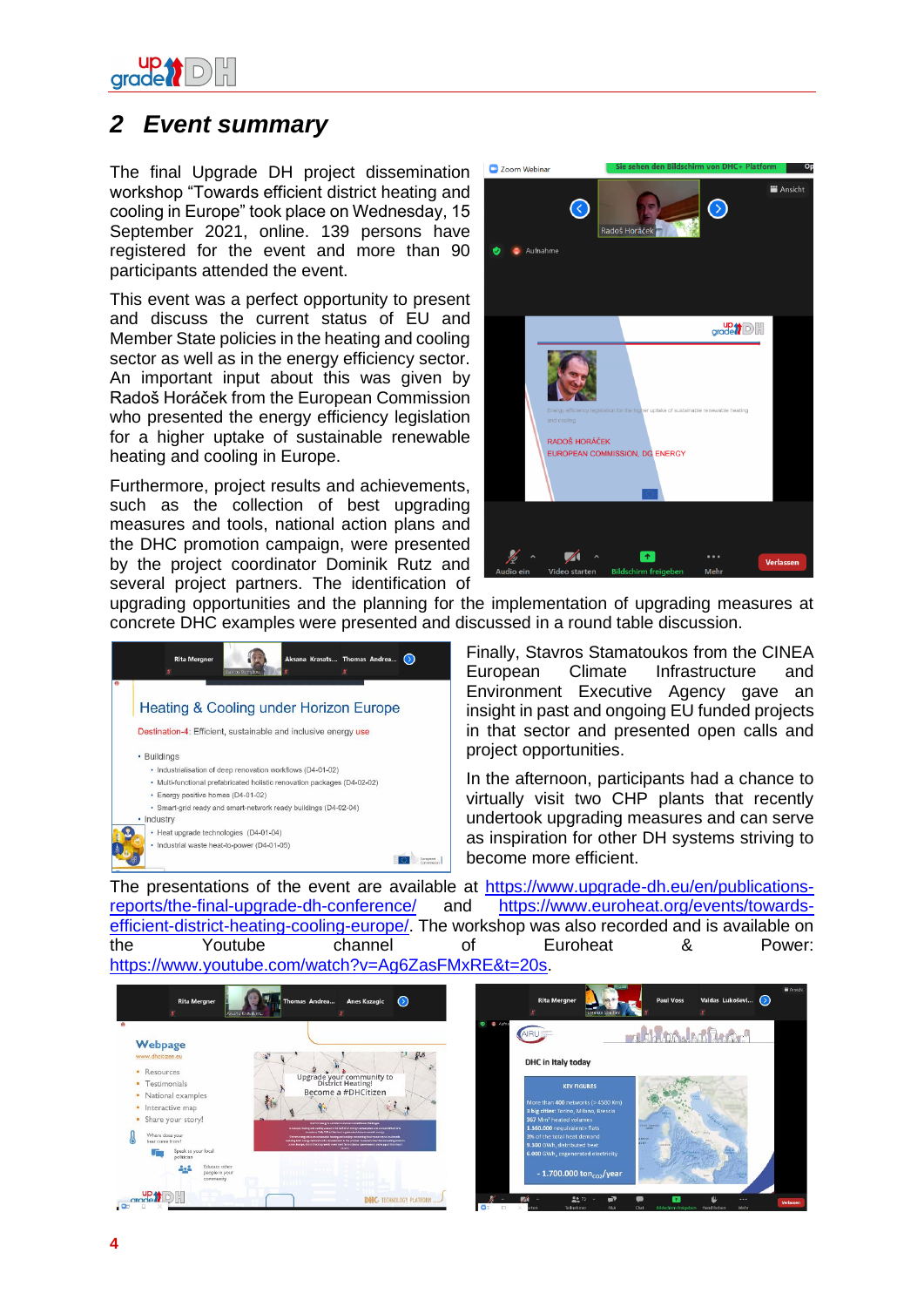## 2 Event summary

The final Upgrade DH project dissemination workshop "Towards efficient district heating and cooling in Europe" took place on Wednesday, 15 September 2021, online. 139 persons have registered for the event and more than 90 participants attended the event.

This event was a perfect opportunity to present and discuss the current status of EU and Member State policies in the heating and cooling sector as well as in the energy efficiency sector. An important input about this was given by Radoš Horáček from the European Commission who presented the energy efficiency legislation for a higher uptake of sustainable renewable heating and cooling in Europe.

Furthermore, project results and achievements, such as the collection of best upgrading measures and tools, national action plans and the DHC promotion campaign, were presented by the project coordinator Dominik Rutz and several project partners. The identification of upgrading opportunities and the planning for the implementation of upgrading measures at concrete DHC examples were presented and discussed in a round table discussion.

Finally, Stavros Stamatoukos from the CINEA European Climate Infrastructure and Environment Executive Agency gave an insight in past and ongoing EU funded projects in that sector and presented open calls and project opportunities.

In the afternoon, participants had a chance to virtually visit two CHP plants that recently undertook upgrading measures and can serve as inspiration for other DH systems striving to become more efficient.

The presentations of the event are available at https://www.upgrade-dh.eu/en/publications-reports/the-final-upgrade-dh-conference/ and https://www.euroheat.org/events/towards-efficient-district-heating-cooling-europe/. The workshop was also recorded and is available on the Youtube channel of Euroheat & Power: https://www.youtube.com/watch?v=Ag6ZasFMxRE&t=20s.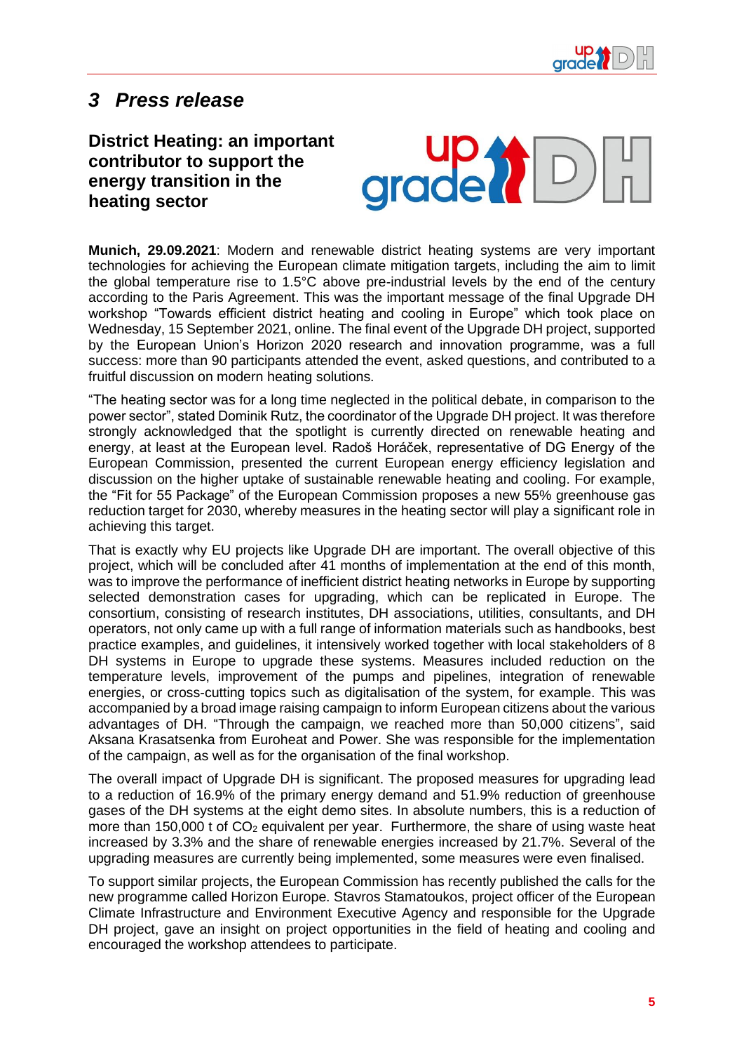# 3 Press release

## District Heating: an important contributor to support the energy transition in the heating sector

**Munich, 29.09.2021**: Modern and renewable district heating systems are very important technologies for achieving the European climate mitigation targets, including the aim to limit the global temperature rise to 1.5°C above pre-industrial levels by the end of the century according to the Paris Agreement. This was the important message of the final Upgrade DH workshop "Towards efficient district heating and cooling in Europe" which took place on Wednesday, 15 September 2021, online. The final event of the Upgrade DH project, supported by the European Union's Horizon 2020 research and innovation programme, was a full success: more than 90 participants attended the event, asked questions, and contributed to a fruitful discussion on modern heating solutions.

"The heating sector was for a long time neglected in the political debate, in comparison to the power sector", stated Dominik Rutz, the coordinator of the Upgrade DH project. It was therefore strongly acknowledged that the spotlight is currently directed on renewable heating and energy, at least at the European level. Radoš Horáček, representative of DG Energy of the European Commission, presented the current European energy efficiency legislation and discussion on the higher uptake of sustainable renewable heating and cooling. For example, the "Fit for 55 Package" of the European Commission proposes a new 55% greenhouse gas reduction target for 2030, whereby measures in the heating sector will play a significant role in achieving this target.

That is exactly why EU projects like Upgrade DH are important. The overall objective of this project, which will be concluded after 41 months of implementation at the end of this month, was to improve the performance of inefficient district heating networks in Europe by supporting selected demonstration cases for upgrading, which can be replicated in Europe. The consortium, consisting of research institutes, DH associations, utilities, consultants, and DH operators, not only came up with a full range of information materials such as handbooks, best practice examples, and guidelines, it intensively worked together with local stakeholders of 8 DH systems in Europe to upgrade these systems. Measures included reduction on the temperature levels, improvement of the pumps and pipelines, integration of renewable energies, or cross-cutting topics such as digitalisation of the system, for example. This was accompanied by a broad image raising campaign to inform European citizens about the various advantages of DH. "Through the campaign, we reached more than 50,000 citizens", said Aksana Krasatsenka from Euroheat and Power. She was responsible for the implementation of the campaign, as well as for the organisation of the final workshop.

The overall impact of Upgrade DH is significant. The proposed measures for upgrading lead to a reduction of 16.9% of the primary energy demand and 51.9% reduction of greenhouse gases of the DH systems at the eight demo sites. In absolute numbers, this is a reduction of more than 150,000 t of $CO_2$ equivalent per year. Furthermore, the share of using waste heat increased by 3.3% and the share of renewable energies increased by 21.7%. Several of the upgrading measures are currently being implemented, some measures were even finalised.

To support similar projects, the European Commission has recently published the calls for the new programme called Horizon Europe. Stavros Stamatoukos, project officer of the European Climate Infrastructure and Environment Executive Agency and responsible for the Upgrade DH project, gave an insight on project opportunities in the field of heating and cooling and encouraged the workshop attendees to participate.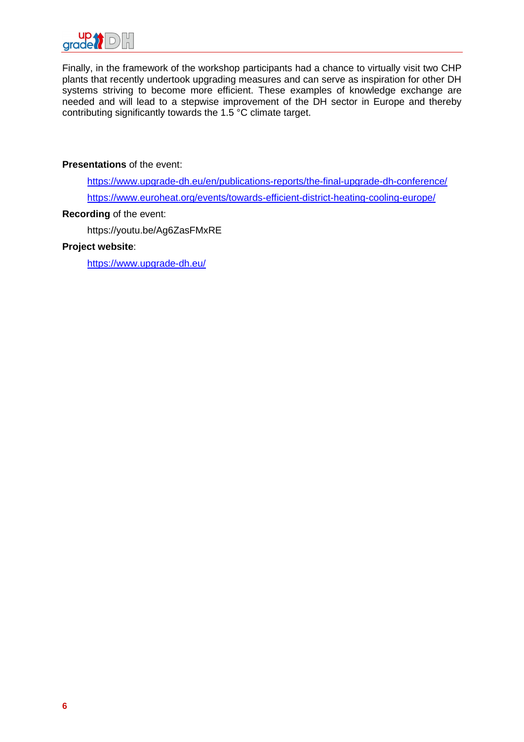Finally, in the framework of the workshop participants had a chance to virtually visit two CHP plants that recently undertook upgrading measures and can serve as inspiration for other DH systems striving to become more efficient. These examples of knowledge exchange are needed and will lead to a stepwise improvement of the DH sector in Europe and thereby contributing significantly towards the 1.5 °C climate target.

**Presentations** of the event:

> https://www.upgrade-dh.eu/en/publications-reports/the-final-upgrade-dh-conference/
>
> https://www.euroheat.org/events/towards-efficient-district-heating-cooling-europe/

**Recording** of the event:

> https://youtu.be/Ag6ZasFMxRE

**Project website**:

> https://www.upgrade-dh.eu/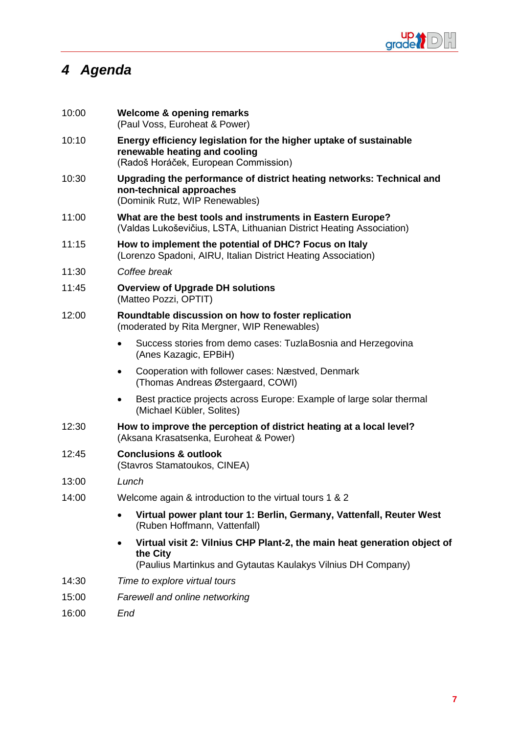# 4 Agenda

| | | |
|---|---|---|
| 10:00 | **Welcome & opening remarks**<br>(Paul Voss, Euroheat & Power) | |
| 10:10 | **Energy efficiency legislation for the higher uptake of sustainable renewable heating and cooling**<br>(Radoš Horáček, European Commission) | |
| 10:30 | **Upgrading the performance of district heating networks: Technical and non-technical approaches**<br>(Dominik Rutz, WIP Renewables) | |
| 11:00 | **What are the best tools and instruments in Eastern Europe?**<br>(Valdas Lukoševičius, LSTA, Lithuanian District Heating Association) | |
| 11:15 | **How to implement the potential of DHC? Focus on Italy**<br>(Lorenzo Spadoni, AIRU, Italian District Heating Association) | |
| 11:30 | *Coffee break* | |
| 11:45 | **Overview of Upgrade DH solutions**<br>(Matteo Pozzi, OPTIT) | |
| 12:00 | **Roundtable discussion on how to foster replication**<br>(moderated by Rita Mergner, WIP Renewables)<br>• Success stories from demo cases: TuzlaBosnia and Herzegovina (Anes Kazagic, EPBiH)<br>• Cooperation with follower cases: Næstved, Denmark (Thomas Andreas Østergaard, COWI)<br>• Best practice projects across Europe: Example of large solar thermal (Michael Kübler, Solites) | |
| 12:30 | **How to improve the perception of district heating at a local level?**<br>(Aksana Krasatsenka, Euroheat & Power) | |
| 12:45 | **Conclusions & outlook**<br>(Stavros Stamatoukos, CINEA) | |
| 13:00 | *Lunch* | |
| 14:00 | Welcome again & introduction to the virtual tours 1 & 2<br>• **Virtual power plant tour 1: Berlin, Germany, Vattenfall, Reuter West** (Ruben Hoffmann, Vattenfall)<br>• **Virtual visit 2: Vilnius CHP Plant-2, the main heat generation object of the City** (Paulius Martinkus and Gytautas Kaulakys Vilnius DH Company) | |
| 14:30 | *Time to explore virtual tours* | |
| 15:00 | *Farewell and online networking* | |
| 16:00 | *End* | |